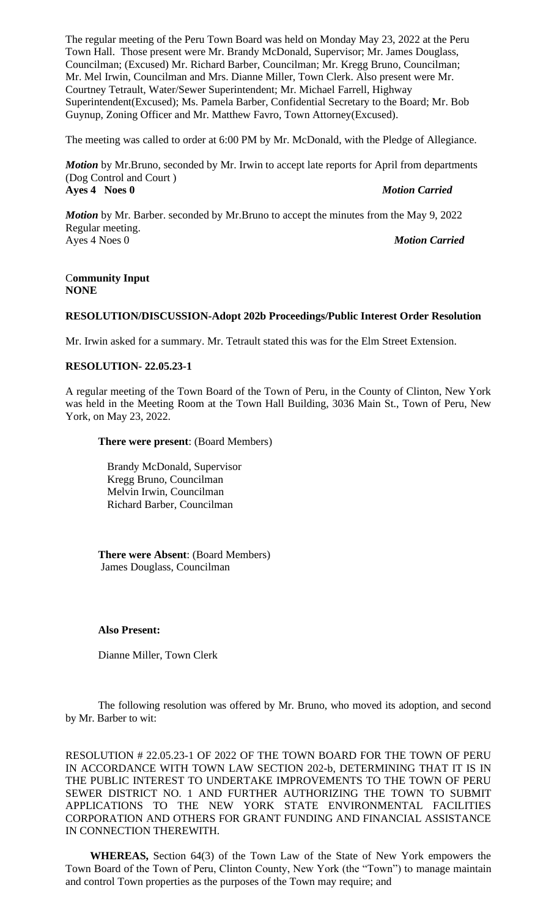The regular meeting of the Peru Town Board was held on Monday May 23, 2022 at the Peru Town Hall. Those present were Mr. Brandy McDonald, Supervisor; Mr. James Douglass, Councilman; (Excused) Mr. Richard Barber, Councilman; Mr. Kregg Bruno, Councilman; Mr. Mel Irwin, Councilman and Mrs. Dianne Miller, Town Clerk. Also present were Mr. Courtney Tetrault, Water/Sewer Superintendent; Mr. Michael Farrell, Highway Superintendent(Excused); Ms. Pamela Barber, Confidential Secretary to the Board; Mr. Bob Guynup, Zoning Officer and Mr. Matthew Favro, Town Attorney(Excused).

The meeting was called to order at 6:00 PM by Mr. McDonald, with the Pledge of Allegiance.

***Motion*** by Mr.Bruno, seconded by Mr. Irwin to accept late reports for April from departments (Dog Control and Court )
**Ayes 4 Noes 0** ***Motion Carried***

***Motion*** by Mr. Barber. seconded by Mr.Bruno to accept the minutes from the May 9, 2022 Regular meeting.
Ayes 4 Noes 0 ***Motion Carried***

C**ommunity Input**
**NONE**

**RESOLUTION/DISCUSSION-Adopt 202b Proceedings/Public Interest Order Resolution**

Mr. Irwin asked for a summary. Mr. Tetrault stated this was for the Elm Street Extension.

**RESOLUTION- 22.05.23-1**

A regular meeting of the Town Board of the Town of Peru, in the County of Clinton, New York was held in the Meeting Room at the Town Hall Building, 3036 Main St., Town of Peru, New York, on May 23, 2022.

**There were present**: (Board Members)

Brandy McDonald, Supervisor
Kregg Bruno, Councilman
Melvin Irwin, Councilman
Richard Barber, Councilman

**There were Absent**: (Board Members)
James Douglass, Councilman

**Also Present:**

Dianne Miller, Town Clerk

The following resolution was offered by Mr. Bruno, who moved its adoption, and second by Mr. Barber to wit:

RESOLUTION # 22.05.23-1 OF 2022 OF THE TOWN BOARD FOR THE TOWN OF PERU IN ACCORDANCE WITH TOWN LAW SECTION 202-b, DETERMINING THAT IT IS IN THE PUBLIC INTEREST TO UNDERTAKE IMPROVEMENTS TO THE TOWN OF PERU SEWER DISTRICT NO. 1 AND FURTHER AUTHORIZING THE TOWN TO SUBMIT APPLICATIONS TO THE NEW YORK STATE ENVIRONMENTAL FACILITIES CORPORATION AND OTHERS FOR GRANT FUNDING AND FINANCIAL ASSISTANCE IN CONNECTION THEREWITH.

**WHEREAS,** Section 64(3) of the Town Law of the State of New York empowers the Town Board of the Town of Peru, Clinton County, New York (the "Town") to manage maintain and control Town properties as the purposes of the Town may require; and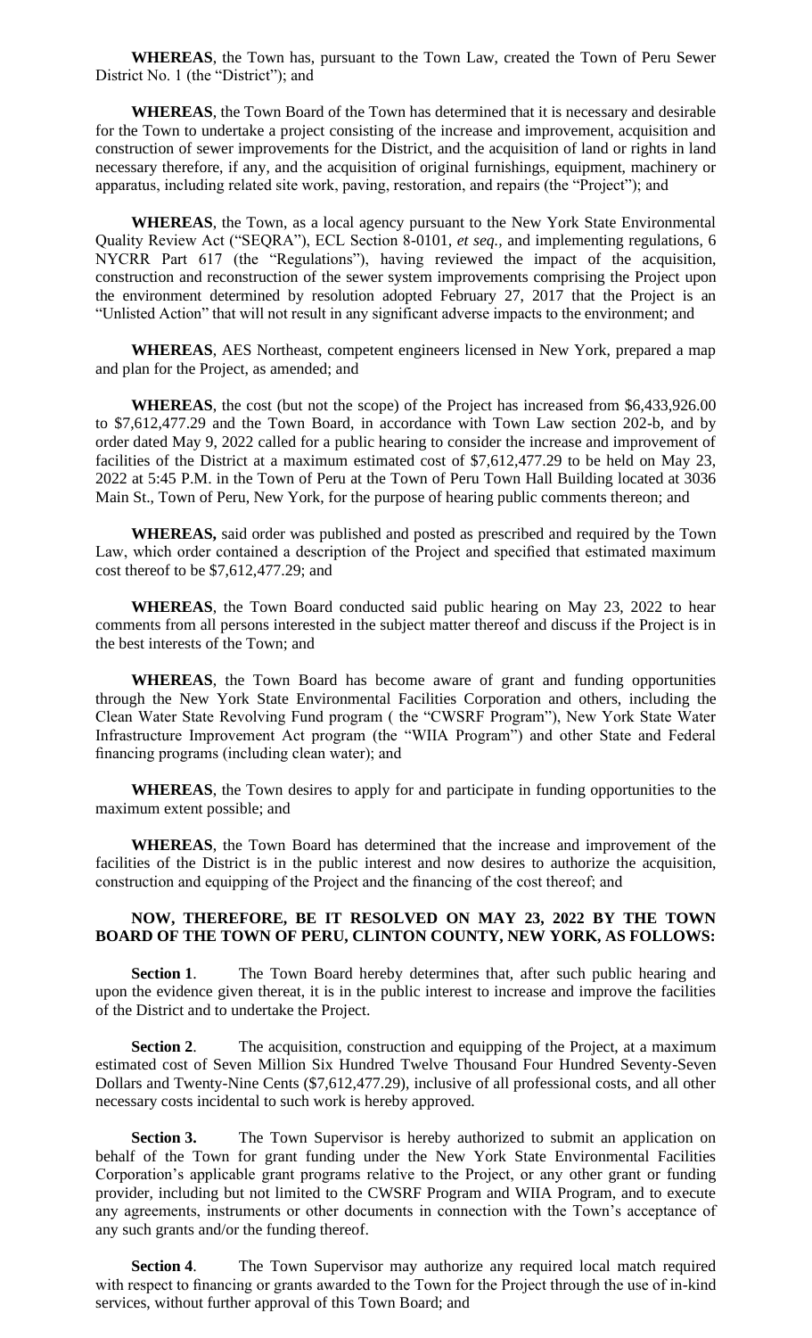**WHEREAS**, the Town has, pursuant to the Town Law, created the Town of Peru Sewer District No. 1 (the "District"); and

**WHEREAS**, the Town Board of the Town has determined that it is necessary and desirable for the Town to undertake a project consisting of the increase and improvement, acquisition and construction of sewer improvements for the District, and the acquisition of land or rights in land necessary therefore, if any, and the acquisition of original furnishings, equipment, machinery or apparatus, including related site work, paving, restoration, and repairs (the "Project"); and

**WHEREAS**, the Town, as a local agency pursuant to the New York State Environmental Quality Review Act ("SEQRA"), ECL Section 8-0101, *et seq.,* and implementing regulations, 6 NYCRR Part 617 (the "Regulations"), having reviewed the impact of the acquisition, construction and reconstruction of the sewer system improvements comprising the Project upon the environment determined by resolution adopted February 27, 2017 that the Project is an "Unlisted Action" that will not result in any significant adverse impacts to the environment; and

**WHEREAS**, AES Northeast, competent engineers licensed in New York, prepared a map and plan for the Project, as amended; and

**WHEREAS**, the cost (but not the scope) of the Project has increased from $6,433,926.00 to $7,612,477.29 and the Town Board, in accordance with Town Law section 202-b, and by order dated May 9, 2022 called for a public hearing to consider the increase and improvement of facilities of the District at a maximum estimated cost of $7,612,477.29 to be held on May 23, 2022 at 5:45 P.M. in the Town of Peru at the Town of Peru Town Hall Building located at 3036 Main St., Town of Peru, New York, for the purpose of hearing public comments thereon; and

**WHEREAS,** said order was published and posted as prescribed and required by the Town Law, which order contained a description of the Project and specified that estimated maximum cost thereof to be $7,612,477.29; and

**WHEREAS**, the Town Board conducted said public hearing on May 23, 2022 to hear comments from all persons interested in the subject matter thereof and discuss if the Project is in the best interests of the Town; and

**WHEREAS**, the Town Board has become aware of grant and funding opportunities through the New York State Environmental Facilities Corporation and others, including the Clean Water State Revolving Fund program ( the "CWSRF Program"), New York State Water Infrastructure Improvement Act program (the "WIIA Program") and other State and Federal financing programs (including clean water); and

**WHEREAS**, the Town desires to apply for and participate in funding opportunities to the maximum extent possible; and

**WHEREAS**, the Town Board has determined that the increase and improvement of the facilities of the District is in the public interest and now desires to authorize the acquisition, construction and equipping of the Project and the financing of the cost thereof; and

**NOW, THEREFORE, BE IT RESOLVED ON MAY 23, 2022 BY THE TOWN BOARD OF THE TOWN OF PERU, CLINTON COUNTY, NEW YORK, AS FOLLOWS:**

**Section 1**. The Town Board hereby determines that, after such public hearing and upon the evidence given thereat, it is in the public interest to increase and improve the facilities of the District and to undertake the Project.

**Section 2**. The acquisition, construction and equipping of the Project, at a maximum estimated cost of Seven Million Six Hundred Twelve Thousand Four Hundred Seventy-Seven Dollars and Twenty-Nine Cents ($7,612,477.29), inclusive of all professional costs, and all other necessary costs incidental to such work is hereby approved.

**Section 3.** The Town Supervisor is hereby authorized to submit an application on behalf of the Town for grant funding under the New York State Environmental Facilities Corporation's applicable grant programs relative to the Project, or any other grant or funding provider, including but not limited to the CWSRF Program and WIIA Program, and to execute any agreements, instruments or other documents in connection with the Town's acceptance of any such grants and/or the funding thereof.

**Section 4**. The Town Supervisor may authorize any required local match required with respect to financing or grants awarded to the Town for the Project through the use of in-kind services, without further approval of this Town Board; and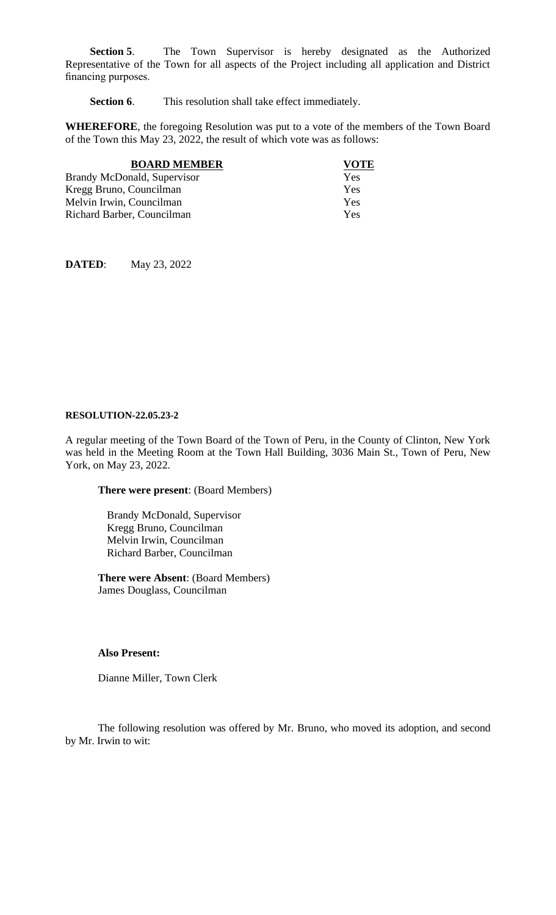**Section 5**. The Town Supervisor is hereby designated as the Authorized Representative of the Town for all aspects of the Project including all application and District financing purposes.

**Section 6**. This resolution shall take effect immediately.

**WHEREFORE**, the foregoing Resolution was put to a vote of the members of the Town Board of the Town this May 23, 2022, the result of which vote was as follows:

| BOARD MEMBER | VOTE |
|---|---|
| Brandy McDonald, Supervisor | Yes |
| Kregg Bruno, Councilman | Yes |
| Melvin Irwin, Councilman | Yes |
| Richard Barber, Councilman | Yes |

**DATED**: May 23, 2022

**RESOLUTION-22.05.23-2**

A regular meeting of the Town Board of the Town of Peru, in the County of Clinton, New York was held in the Meeting Room at the Town Hall Building, 3036 Main St., Town of Peru, New York, on May 23, 2022.

**There were present**: (Board Members)

Brandy McDonald, Supervisor
Kregg Bruno, Councilman
Melvin Irwin, Councilman
Richard Barber, Councilman

**There were Absent**: (Board Members)
James Douglass, Councilman

**Also Present:**

Dianne Miller, Town Clerk

The following resolution was offered by Mr. Bruno, who moved its adoption, and second by Mr. Irwin to wit: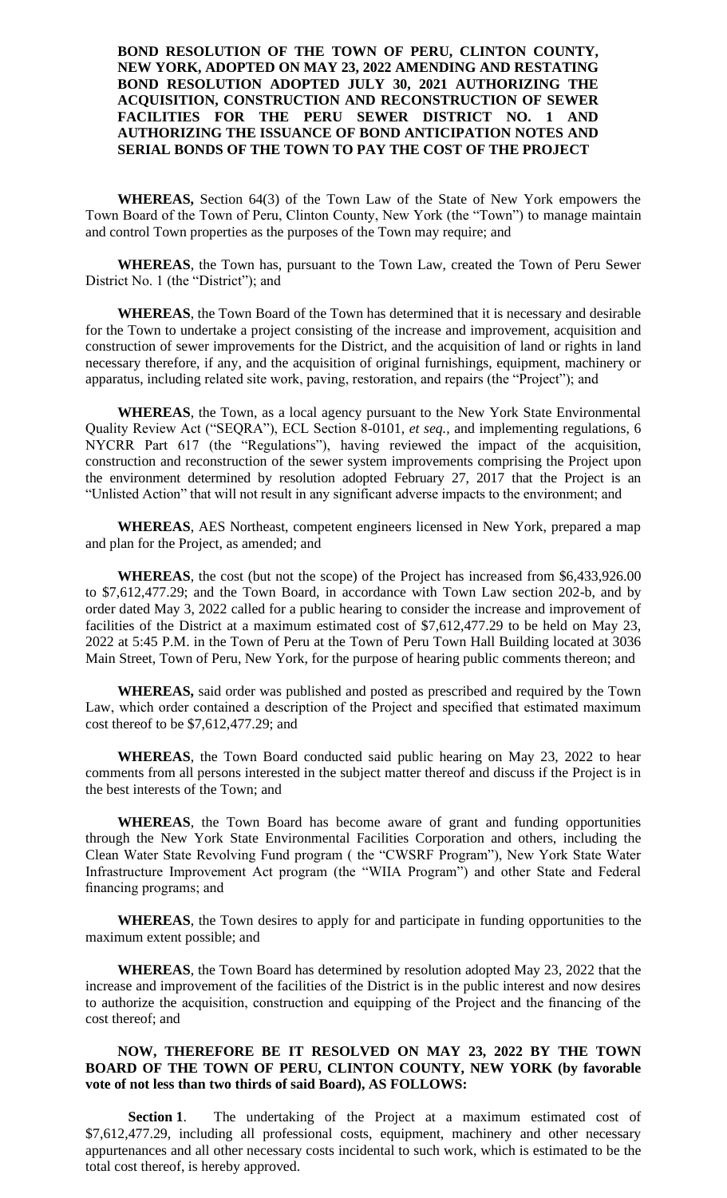**BOND RESOLUTION OF THE TOWN OF PERU, CLINTON COUNTY, NEW YORK, ADOPTED ON MAY 23, 2022 AMENDING AND RESTATING BOND RESOLUTION ADOPTED JULY 30, 2021 AUTHORIZING THE ACQUISITION, CONSTRUCTION AND RECONSTRUCTION OF SEWER FACILITIES FOR THE PERU SEWER DISTRICT NO. 1 AND AUTHORIZING THE ISSUANCE OF BOND ANTICIPATION NOTES AND SERIAL BONDS OF THE TOWN TO PAY THE COST OF THE PROJECT**

**WHEREAS,** Section 64(3) of the Town Law of the State of New York empowers the Town Board of the Town of Peru, Clinton County, New York (the "Town") to manage maintain and control Town properties as the purposes of the Town may require; and

**WHEREAS**, the Town has, pursuant to the Town Law, created the Town of Peru Sewer District No. 1 (the "District"); and

**WHEREAS**, the Town Board of the Town has determined that it is necessary and desirable for the Town to undertake a project consisting of the increase and improvement, acquisition and construction of sewer improvements for the District, and the acquisition of land or rights in land necessary therefore, if any, and the acquisition of original furnishings, equipment, machinery or apparatus, including related site work, paving, restoration, and repairs (the "Project"); and

**WHEREAS**, the Town, as a local agency pursuant to the New York State Environmental Quality Review Act ("SEQRA"), ECL Section 8-0101, *et seq.*, and implementing regulations, 6 NYCRR Part 617 (the "Regulations"), having reviewed the impact of the acquisition, construction and reconstruction of the sewer system improvements comprising the Project upon the environment determined by resolution adopted February 27, 2017 that the Project is an "Unlisted Action" that will not result in any significant adverse impacts to the environment; and

**WHEREAS**, AES Northeast, competent engineers licensed in New York, prepared a map and plan for the Project, as amended; and

**WHEREAS**, the cost (but not the scope) of the Project has increased from $6,433,926.00 to $7,612,477.29; and the Town Board, in accordance with Town Law section 202-b, and by order dated May 3, 2022 called for a public hearing to consider the increase and improvement of facilities of the District at a maximum estimated cost of $7,612,477.29 to be held on May 23, 2022 at 5:45 P.M. in the Town of Peru at the Town of Peru Town Hall Building located at 3036 Main Street, Town of Peru, New York, for the purpose of hearing public comments thereon; and

**WHEREAS,** said order was published and posted as prescribed and required by the Town Law, which order contained a description of the Project and specified that estimated maximum cost thereof to be $7,612,477.29; and

**WHEREAS**, the Town Board conducted said public hearing on May 23, 2022 to hear comments from all persons interested in the subject matter thereof and discuss if the Project is in the best interests of the Town; and

**WHEREAS**, the Town Board has become aware of grant and funding opportunities through the New York State Environmental Facilities Corporation and others, including the Clean Water State Revolving Fund program ( the "CWSRF Program"), New York State Water Infrastructure Improvement Act program (the "WIIA Program") and other State and Federal financing programs; and

**WHEREAS**, the Town desires to apply for and participate in funding opportunities to the maximum extent possible; and

**WHEREAS**, the Town Board has determined by resolution adopted May 23, 2022 that the increase and improvement of the facilities of the District is in the public interest and now desires to authorize the acquisition, construction and equipping of the Project and the financing of the cost thereof; and

**NOW, THEREFORE BE IT RESOLVED ON MAY 23, 2022 BY THE TOWN BOARD OF THE TOWN OF PERU, CLINTON COUNTY, NEW YORK (by favorable vote of not less than two thirds of said Board), AS FOLLOWS:**

**Section 1**. The undertaking of the Project at a maximum estimated cost of $7,612,477.29, including all professional costs, equipment, machinery and other necessary appurtenances and all other necessary costs incidental to such work, which is estimated to be the total cost thereof, is hereby approved.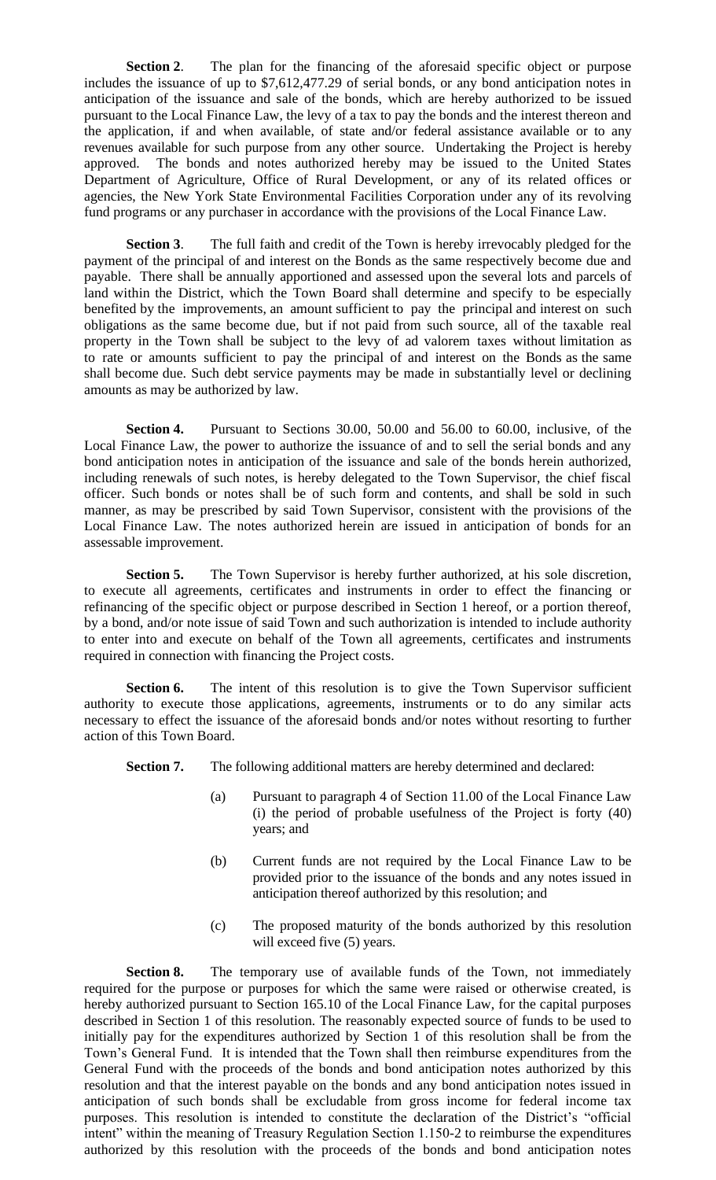**Section 2**. The plan for the financing of the aforesaid specific object or purpose includes the issuance of up to $7,612,477.29 of serial bonds, or any bond anticipation notes in anticipation of the issuance and sale of the bonds, which are hereby authorized to be issued pursuant to the Local Finance Law, the levy of a tax to pay the bonds and the interest thereon and the application, if and when available, of state and/or federal assistance available or to any revenues available for such purpose from any other source. Undertaking the Project is hereby approved. The bonds and notes authorized hereby may be issued to the United States Department of Agriculture, Office of Rural Development, or any of its related offices or agencies, the New York State Environmental Facilities Corporation under any of its revolving fund programs or any purchaser in accordance with the provisions of the Local Finance Law.

**Section 3**. The full faith and credit of the Town is hereby irrevocably pledged for the payment of the principal of and interest on the Bonds as the same respectively become due and payable. There shall be annually apportioned and assessed upon the several lots and parcels of land within the District, which the Town Board shall determine and specify to be especially benefited by the improvements, an amount sufficient to pay the principal and interest on such obligations as the same become due, but if not paid from such source, all of the taxable real property in the Town shall be subject to the levy of ad valorem taxes without limitation as to rate or amounts sufficient to pay the principal of and interest on the Bonds as the same shall become due. Such debt service payments may be made in substantially level or declining amounts as may be authorized by law.

**Section 4.** Pursuant to Sections 30.00, 50.00 and 56.00 to 60.00, inclusive, of the Local Finance Law, the power to authorize the issuance of and to sell the serial bonds and any bond anticipation notes in anticipation of the issuance and sale of the bonds herein authorized, including renewals of such notes, is hereby delegated to the Town Supervisor, the chief fiscal officer. Such bonds or notes shall be of such form and contents, and shall be sold in such manner, as may be prescribed by said Town Supervisor, consistent with the provisions of the Local Finance Law. The notes authorized herein are issued in anticipation of bonds for an assessable improvement.

**Section 5.** The Town Supervisor is hereby further authorized, at his sole discretion, to execute all agreements, certificates and instruments in order to effect the financing or refinancing of the specific object or purpose described in Section 1 hereof, or a portion thereof, by a bond, and/or note issue of said Town and such authorization is intended to include authority to enter into and execute on behalf of the Town all agreements, certificates and instruments required in connection with financing the Project costs.

**Section 6.** The intent of this resolution is to give the Town Supervisor sufficient authority to execute those applications, agreements, instruments or to do any similar acts necessary to effect the issuance of the aforesaid bonds and/or notes without resorting to further action of this Town Board.

**Section 7.** The following additional matters are hereby determined and declared:

(a) Pursuant to paragraph 4 of Section 11.00 of the Local Finance Law (i) the period of probable usefulness of the Project is forty (40) years; and

(b) Current funds are not required by the Local Finance Law to be provided prior to the issuance of the bonds and any notes issued in anticipation thereof authorized by this resolution; and

(c) The proposed maturity of the bonds authorized by this resolution will exceed five (5) years.

**Section 8.** The temporary use of available funds of the Town, not immediately required for the purpose or purposes for which the same were raised or otherwise created, is hereby authorized pursuant to Section 165.10 of the Local Finance Law, for the capital purposes described in Section 1 of this resolution. The reasonably expected source of funds to be used to initially pay for the expenditures authorized by Section 1 of this resolution shall be from the Town's General Fund. It is intended that the Town shall then reimburse expenditures from the General Fund with the proceeds of the bonds and bond anticipation notes authorized by this resolution and that the interest payable on the bonds and any bond anticipation notes issued in anticipation of such bonds shall be excludable from gross income for federal income tax purposes. This resolution is intended to constitute the declaration of the District's "official intent" within the meaning of Treasury Regulation Section 1.150-2 to reimburse the expenditures authorized by this resolution with the proceeds of the bonds and bond anticipation notes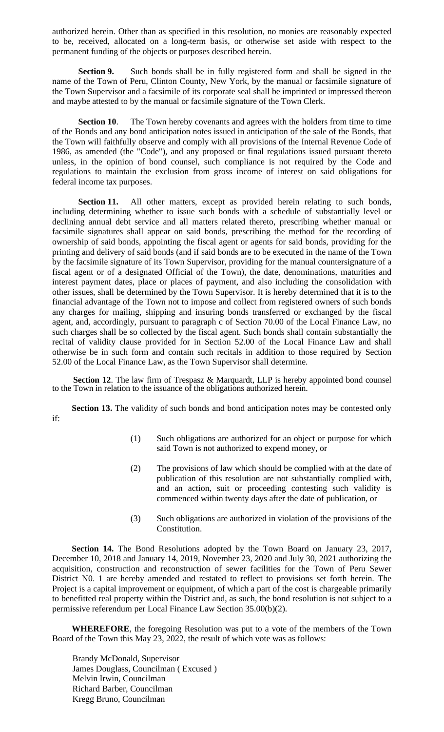authorized herein. Other than as specified in this resolution, no monies are reasonably expected to be, received, allocated on a long-term basis, or otherwise set aside with respect to the permanent funding of the objects or purposes described herein.

**Section 9.** Such bonds shall be in fully registered form and shall be signed in the name of the Town of Peru, Clinton County, New York, by the manual or facsimile signature of the Town Supervisor and a facsimile of its corporate seal shall be imprinted or impressed thereon and maybe attested to by the manual or facsimile signature of the Town Clerk.

**Section 10**. The Town hereby covenants and agrees with the holders from time to time of the Bonds and any bond anticipation notes issued in anticipation of the sale of the Bonds, that the Town will faithfully observe and comply with all provisions of the Internal Revenue Code of 1986, as amended (the "Code"), and any proposed or final regulations issued pursuant thereto unless, in the opinion of bond counsel, such compliance is not required by the Code and regulations to maintain the exclusion from gross income of interest on said obligations for federal income tax purposes.

**Section 11.** All other matters, except as provided herein relating to such bonds, including determining whether to issue such bonds with a schedule of substantially level or declining annual debt service and all matters related thereto, prescribing whether manual or facsimile signatures shall appear on said bonds, prescribing the method for the recording of ownership of said bonds, appointing the fiscal agent or agents for said bonds, providing for the printing and delivery of said bonds (and if said bonds are to be executed in the name of the Town by the facsimile signature of its Town Supervisor, providing for the manual countersignature of a fiscal agent or of a designated Official of the Town), the date, denominations, maturities and interest payment dates, place or places of payment, and also including the consolidation with other issues, shall be determined by the Town Supervisor. It is hereby determined that it is to the financial advantage of the Town not to impose and collect from registered owners of such bonds any charges for mailing, shipping and insuring bonds transferred or exchanged by the fiscal agent, and, accordingly, pursuant to paragraph c of Section 70.00 of the Local Finance Law, no such charges shall be so collected by the fiscal agent. Such bonds shall contain substantially the recital of validity clause provided for in Section 52.00 of the Local Finance Law and shall otherwise be in such form and contain such recitals in addition to those required by Section 52.00 of the Local Finance Law, as the Town Supervisor shall determine.

**Section 12**. The law firm of Trespasz & Marquardt, LLP is hereby appointed bond counsel to the Town in relation to the issuance of the obligations authorized herein.

**Section 13.** The validity of such bonds and bond anticipation notes may be contested only if:

(1) Such obligations are authorized for an object or purpose for which said Town is not authorized to expend money, or

(2) The provisions of law which should be complied with at the date of publication of this resolution are not substantially complied with, and an action, suit or proceeding contesting such validity is commenced within twenty days after the date of publication, or

(3) Such obligations are authorized in violation of the provisions of the Constitution.

**Section 14.** The Bond Resolutions adopted by the Town Board on January 23, 2017, December 10, 2018 and January 14, 2019, November 23, 2020 and July 30, 2021 authorizing the acquisition, construction and reconstruction of sewer facilities for the Town of Peru Sewer District N0. 1 are hereby amended and restated to reflect to provisions set forth herein. The Project is a capital improvement or equipment, of which a part of the cost is chargeable primarily to benefitted real property within the District and, as such, the bond resolution is not subject to a permissive referendum per Local Finance Law Section 35.00(b)(2).

**WHEREFORE**, the foregoing Resolution was put to a vote of the members of the Town Board of the Town this May 23, 2022, the result of which vote was as follows:

Brandy McDonald, Supervisor
James Douglass, Councilman ( Excused )
Melvin Irwin, Councilman
Richard Barber, Councilman
Kregg Bruno, Councilman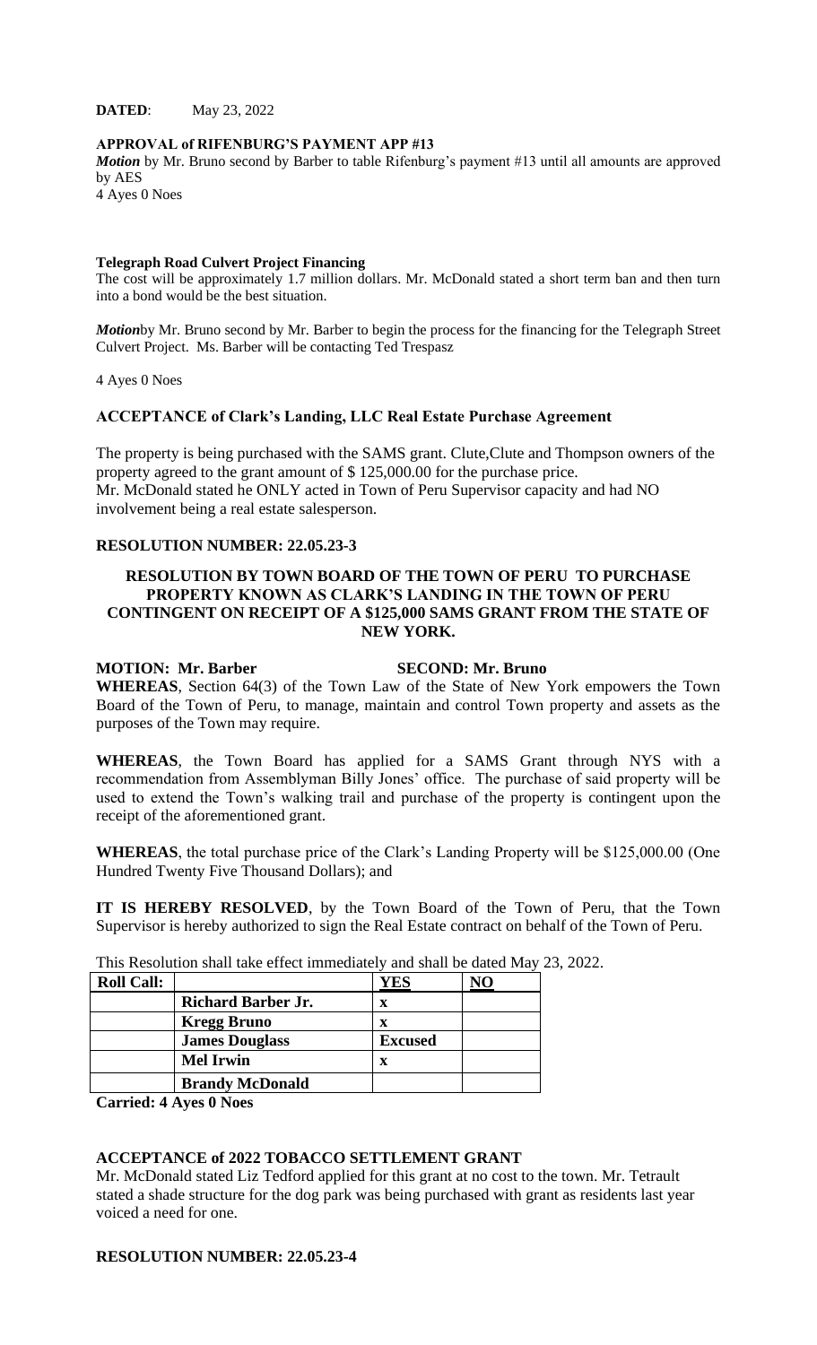**DATED**: May 23, 2022

**APPROVAL of RIFENBURG'S PAYMENT APP #13**

***Motion*** by Mr. Bruno second by Barber to table Rifenburg's payment #13 until all amounts are approved by AES

4 Ayes 0 Noes

**Telegraph Road Culvert Project Financing**

The cost will be approximately 1.7 million dollars. Mr. McDonald stated a short term ban and then turn into a bond would be the best situation.

***Motion***by Mr. Bruno second by Mr. Barber to begin the process for the financing for the Telegraph Street Culvert Project. Ms. Barber will be contacting Ted Trespasz

4 Ayes 0 Noes

**ACCEPTANCE of Clark's Landing, LLC Real Estate Purchase Agreement**

The property is being purchased with the SAMS grant. Clute,Clute and Thompson owners of the property agreed to the grant amount of $ 125,000.00 for the purchase price.
Mr. McDonald stated he ONLY acted in Town of Peru Supervisor capacity and had NO involvement being a real estate salesperson.

**RESOLUTION NUMBER: 22.05.23-3**

**RESOLUTION BY TOWN BOARD OF THE TOWN OF PERU TO PURCHASE PROPERTY KNOWN AS CLARK'S LANDING IN THE TOWN OF PERU CONTINGENT ON RECEIPT OF A $125,000 SAMS GRANT FROM THE STATE OF NEW YORK.**

**MOTION: Mr. Barber SECOND: Mr. Bruno**

**WHEREAS**, Section 64(3) of the Town Law of the State of New York empowers the Town Board of the Town of Peru, to manage, maintain and control Town property and assets as the purposes of the Town may require.

**WHEREAS**, the Town Board has applied for a SAMS Grant through NYS with a recommendation from Assemblyman Billy Jones' office. The purchase of said property will be used to extend the Town's walking trail and purchase of the property is contingent upon the receipt of the aforementioned grant.

**WHEREAS**, the total purchase price of the Clark's Landing Property will be $125,000.00 (One Hundred Twenty Five Thousand Dollars); and

**IT IS HEREBY RESOLVED**, by the Town Board of the Town of Peru, that the Town Supervisor is hereby authorized to sign the Real Estate contract on behalf of the Town of Peru.

This Resolution shall take effect immediately and shall be dated May 23, 2022.

| **Roll Call:** | | **YES** | **NO** |
|---|---|---|---|
| | **Richard Barber Jr.** | **x** | |
| | **Kregg Bruno** | **x** | |
| | **James Douglass** | **Excused** | |
| | **Mel Irwin** | **x** | |
| | **Brandy McDonald** | | |

**Carried: 4 Ayes 0 Noes**

**ACCEPTANCE of 2022 TOBACCO SETTLEMENT GRANT**

Mr. McDonald stated Liz Tedford applied for this grant at no cost to the town. Mr. Tetrault stated a shade structure for the dog park was being purchased with grant as residents last year voiced a need for one.

**RESOLUTION NUMBER: 22.05.23-4**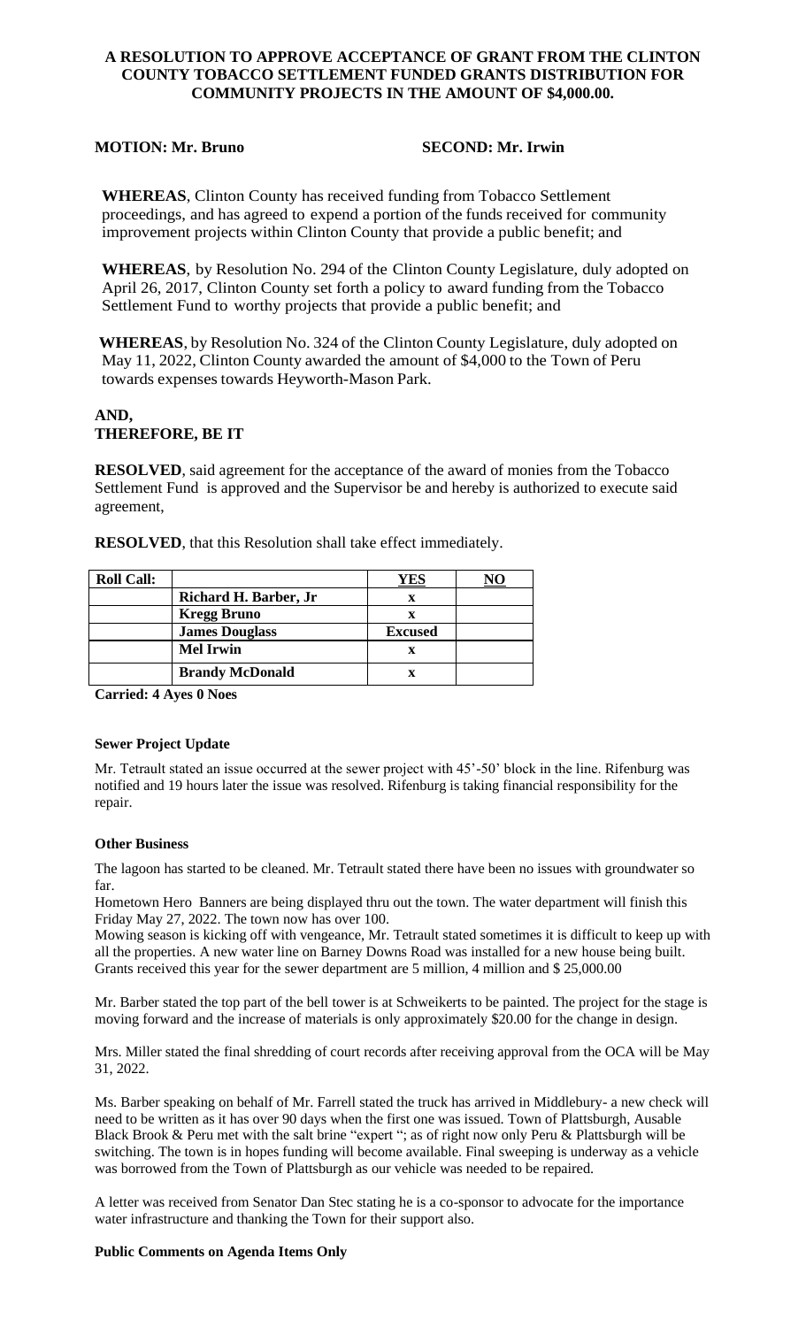**A RESOLUTION TO APPROVE ACCEPTANCE OF GRANT FROM THE CLINTON COUNTY TOBACCO SETTLEMENT FUNDED GRANTS DISTRIBUTION FOR COMMUNITY PROJECTS IN THE AMOUNT OF $4,000.00.**

**MOTION: Mr. Bruno** **SECOND: Mr. Irwin**

**WHEREAS**, Clinton County has received funding from Tobacco Settlement proceedings, and has agreed to expend a portion of the funds received for community improvement projects within Clinton County that provide a public benefit; and

**WHEREAS**, by Resolution No. 294 of the Clinton County Legislature, duly adopted on April 26, 2017, Clinton County set forth a policy to award funding from the Tobacco Settlement Fund to worthy projects that provide a public benefit; and

**WHEREAS**, by Resolution No. 324 of the Clinton County Legislature, duly adopted on May 11, 2022, Clinton County awarded the amount of $4,000 to the Town of Peru towards expenses towards Heyworth-Mason Park.

**AND,**
**THEREFORE, BE IT**

**RESOLVED**, said agreement for the acceptance of the award of monies from the Tobacco Settlement Fund is approved and the Supervisor be and hereby is authorized to execute said agreement,

**RESOLVED**, that this Resolution shall take effect immediately.

| Roll Call: | | YES | NO |
|---|---|---|---|
| | Richard H. Barber, Jr | x | |
| | Kregg Bruno | x | |
| | James Douglass | Excused | |
| | Mel Irwin | x | |
| | Brandy McDonald | x | |

**Carried: 4 Ayes 0 Noes**

#### Sewer Project Update

Mr. Tetrault stated an issue occurred at the sewer project with 45'-50' block in the line. Rifenburg was notified and 19 hours later the issue was resolved. Rifenburg is taking financial responsibility for the repair.

#### Other Business

The lagoon has started to be cleaned. Mr. Tetrault stated there have been no issues with groundwater so far.

Hometown Hero Banners are being displayed thru out the town. The water department will finish this Friday May 27, 2022. The town now has over 100.

Mowing season is kicking off with vengeance, Mr. Tetrault stated sometimes it is difficult to keep up with all the properties. A new water line on Barney Downs Road was installed for a new house being built. Grants received this year for the sewer department are 5 million, 4 million and $ 25,000.00

Mr. Barber stated the top part of the bell tower is at Schweikerts to be painted. The project for the stage is moving forward and the increase of materials is only approximately $20.00 for the change in design.

Mrs. Miller stated the final shredding of court records after receiving approval from the OCA will be May 31, 2022.

Ms. Barber speaking on behalf of Mr. Farrell stated the truck has arrived in Middlebury- a new check will need to be written as it has over 90 days when the first one was issued. Town of Plattsburgh, Ausable Black Brook & Peru met with the salt brine "expert "; as of right now only Peru & Plattsburgh will be switching. The town is in hopes funding will become available. Final sweeping is underway as a vehicle was borrowed from the Town of Plattsburgh as our vehicle was needed to be repaired.

A letter was received from Senator Dan Stec stating he is a co-sponsor to advocate for the importance water infrastructure and thanking the Town for their support also.

#### Public Comments on Agenda Items Only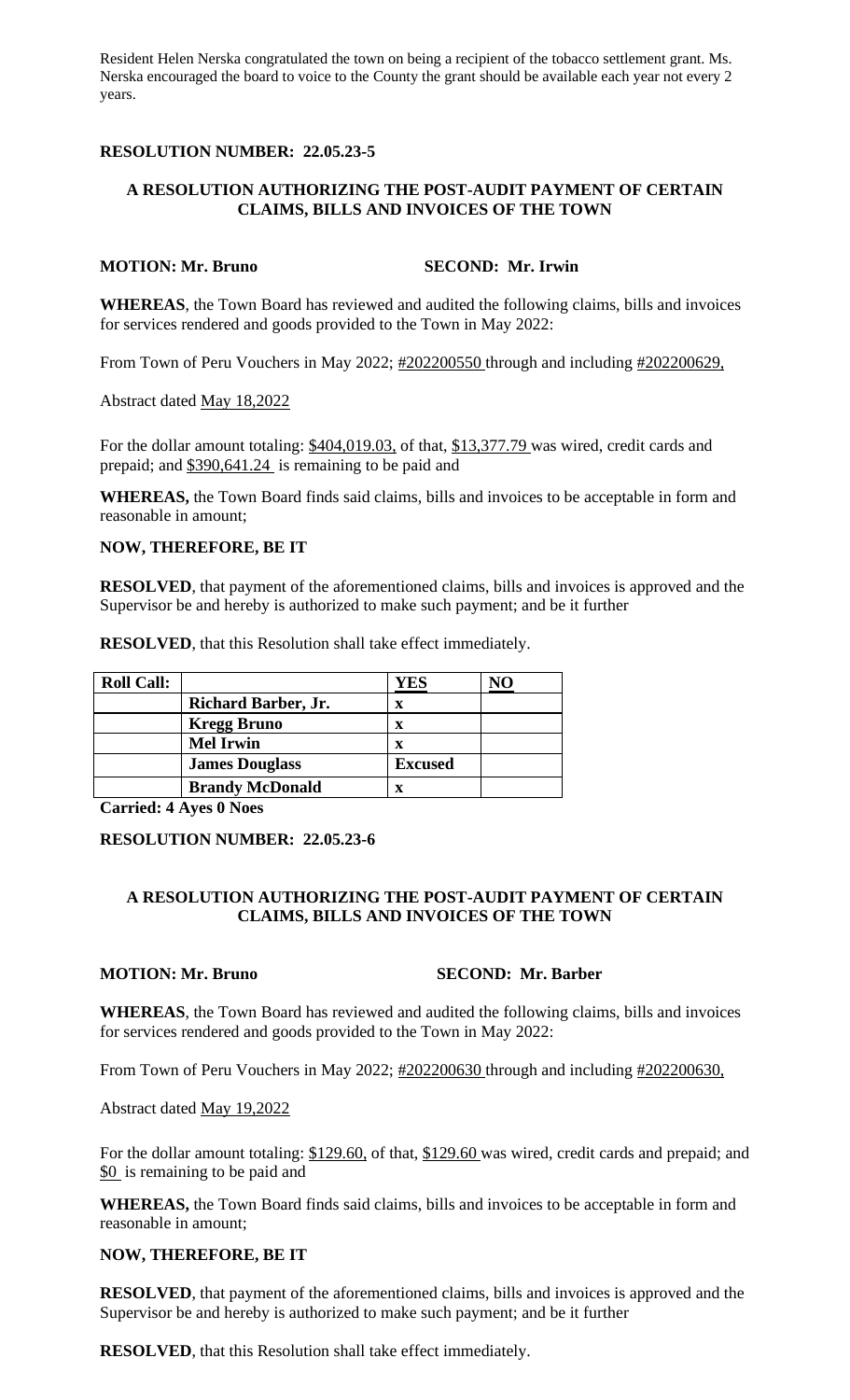Resident Helen Nerska congratulated the town on being a recipient of the tobacco settlement grant. Ms. Nerska encouraged the board to voice to the County the grant should be available each year not every 2 years.

**RESOLUTION NUMBER: 22.05.23-5**

**A RESOLUTION AUTHORIZING THE POST-AUDIT PAYMENT OF CERTAIN CLAIMS, BILLS AND INVOICES OF THE TOWN**

**MOTION: Mr. Bruno** **SECOND: Mr. Irwin**

**WHEREAS**, the Town Board has reviewed and audited the following claims, bills and invoices for services rendered and goods provided to the Town in May 2022:

From Town of Peru Vouchers in May 2022; #202200550 through and including #202200629,

Abstract dated May 18,2022

For the dollar amount totaling: $404,019.03, of that, $13,377.79 was wired, credit cards and prepaid; and $390,641.24 is remaining to be paid and

**WHEREAS,** the Town Board finds said claims, bills and invoices to be acceptable in form and reasonable in amount;

**NOW, THEREFORE, BE IT**

**RESOLVED**, that payment of the aforementioned claims, bills and invoices is approved and the Supervisor be and hereby is authorized to make such payment; and be it further

**RESOLVED**, that this Resolution shall take effect immediately.

| Roll Call: | | YES | NO |
|---|---|---|---|
| | Richard Barber, Jr. | x | |
| | Kregg Bruno | x | |
| | Mel Irwin | x | |
| | James Douglass | Excused | |
| | Brandy McDonald | x | |

**Carried: 4 Ayes 0 Noes**

**RESOLUTION NUMBER: 22.05.23-6**

**A RESOLUTION AUTHORIZING THE POST-AUDIT PAYMENT OF CERTAIN CLAIMS, BILLS AND INVOICES OF THE TOWN**

**MOTION: Mr. Bruno** **SECOND: Mr. Barber**

**WHEREAS**, the Town Board has reviewed and audited the following claims, bills and invoices for services rendered and goods provided to the Town in May 2022:

From Town of Peru Vouchers in May 2022; #202200630 through and including #202200630,

Abstract dated May 19,2022

For the dollar amount totaling: $129.60, of that, $129.60 was wired, credit cards and prepaid; and $0 is remaining to be paid and

**WHEREAS,** the Town Board finds said claims, bills and invoices to be acceptable in form and reasonable in amount;

**NOW, THEREFORE, BE IT**

**RESOLVED**, that payment of the aforementioned claims, bills and invoices is approved and the Supervisor be and hereby is authorized to make such payment; and be it further

**RESOLVED**, that this Resolution shall take effect immediately.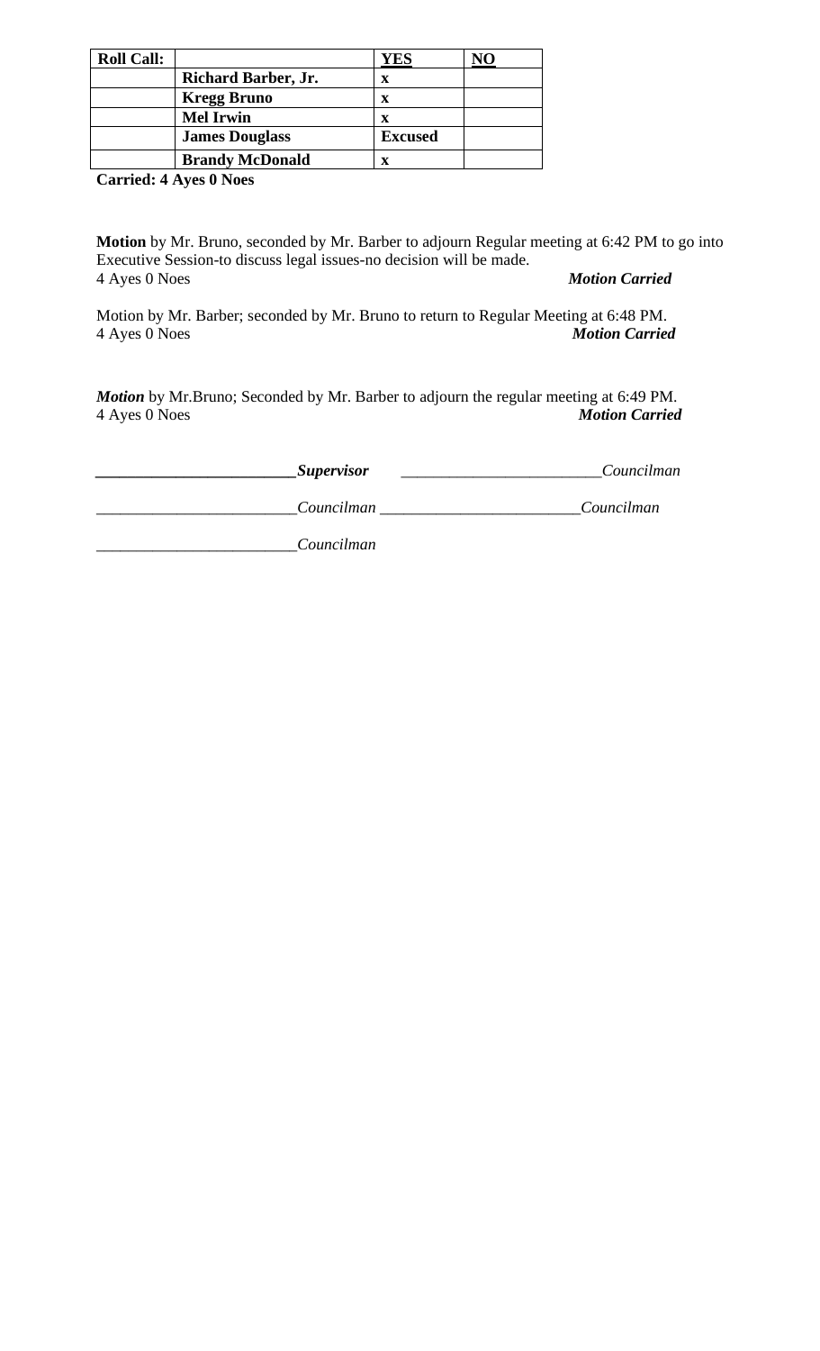| Roll Call: | | YES | NO |
|---|---|---|---|
| | **Richard Barber, Jr.** | x | |
| | **Kregg Bruno** | x | |
| | **Mel Irwin** | x | |
| | **James Douglass** | **Excused** | |
| | **Brandy McDonald** | x | |

**Carried: 4 Ayes 0 Noes**

**Motion** by Mr. Bruno, seconded by Mr. Barber to adjourn Regular meeting at 6:42 PM to go into Executive Session-to discuss legal issues-no decision will be made.
4 Ayes 0 Noes ***Motion Carried***

Motion by Mr. Barber; seconded by Mr. Bruno to return to Regular Meeting at 6:48 PM.
4 Ayes 0 Noes ***Motion Carried***

***Motion*** by Mr.Bruno; Seconded by Mr. Barber to adjourn the regular meeting at 6:49 PM.
4 Ayes 0 Noes ***Motion Carried***

________________________***Supervisor*** ________________________*Councilman*

________________________*Councilman* ________________________*Councilman*

________________________*Councilman*